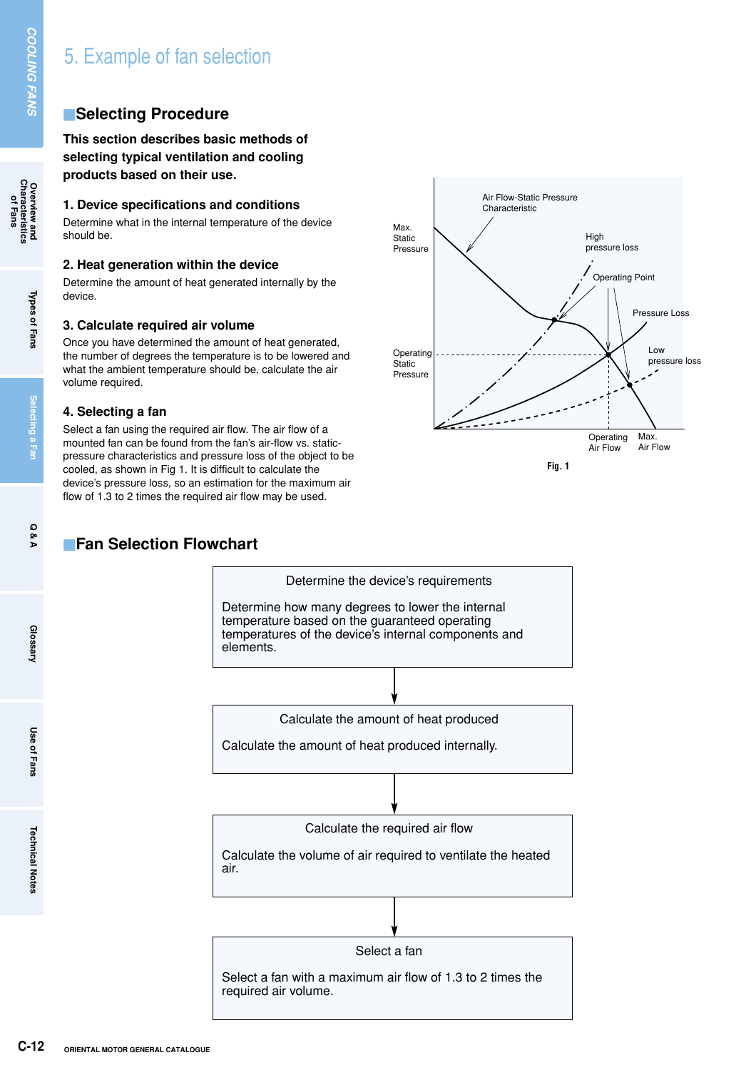# 5. Example of fan selection

## Selecting Procedure

**This section describes basic methods of selecting typical ventilation and cooling products based on their use.**

### 1. Device specifications and conditions

Determine what in the internal temperature of the device should be.

### 2. Heat generation within the device

Determine the amount of heat generated internally by the device.

### 3. Calculate required air volume

Once you have determined the amount of heat generated, the number of degrees the temperature is to be lowered and what the ambient temperature should be, calculate the air volume required.

### 4. Selecting a fan

Select a fan using the required air flow. The air flow of a mounted fan can be found from the fan's air-flow vs. static-pressure characteristics and pressure loss of the object to be cooled, as shown in Fig 1. It is difficult to calculate the device's pressure loss, so an estimation for the maximum air flow of 1.3 to 2 times the required air flow may be used.

Air Flow-Static Pressure Characteristic

Max. Static Pressure

High pressure loss

Operating Point

Pressure Loss

Operating Static Pressure

Low pressure loss

Operating Air Flow

Max. Air Flow

Fig. 1

## Fan Selection Flowchart

**Determine the device's requirements**

Determine how many degrees to lower the internal temperature based on the guaranteed operating temperatures of the device's internal components and elements.

↓

**Calculate the amount of heat produced**

Calculate the amount of heat produced internally.

↓

**Calculate the required air flow**

Calculate the volume of air required to ventilate the heated air.

↓

**Select a fan**

Select a fan with a maximum air flow of 1.3 to 2 times the required air volume.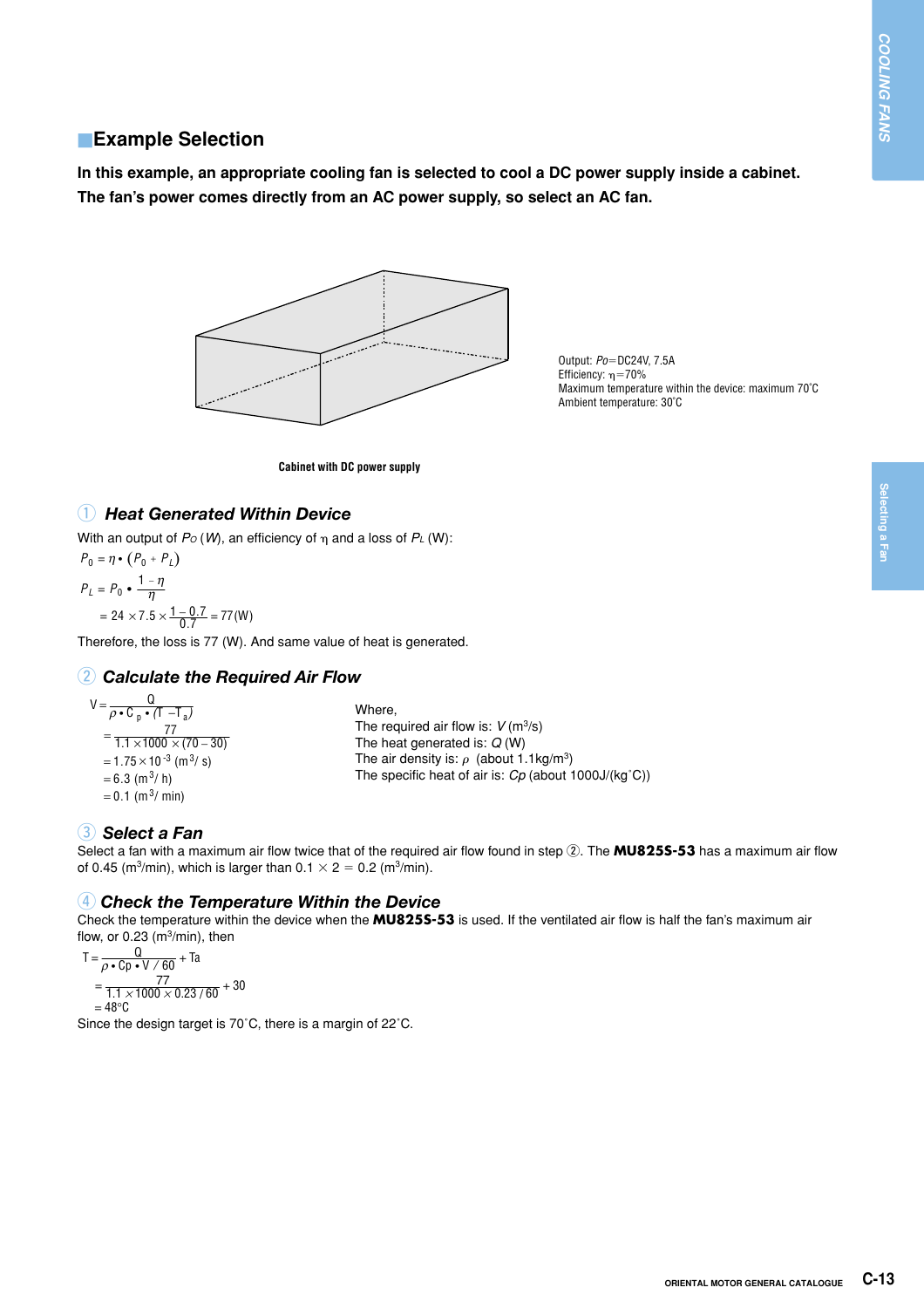## Example Selection

**In this example, an appropriate cooling fan is selected to cool a DC power supply inside a cabinet. The fan's power comes directly from an AC power supply, so select an AC fan.**

Output: $Po$=DC24V, 7.5A
Efficiency: $\eta$=70%
Maximum temperature within the device: maximum 70˚C
Ambient temperature: 30˚C

**Cabinet with DC power supply**

### ① *Heat Generated Within Device*

With an output of $P_O$ ($W$), an efficiency of $\eta$ and a loss of $P_L$ (W):

$$P_0 = \eta \cdot (P_0 + P_L)$$

$$P_L = P_0 \cdot \frac{1-\eta}{\eta}$$

$$= 24 \times 7.5 \times \frac{1-0.7}{0.7} = 77\,(\mathrm{W})$$

Therefore, the loss is 77 (W). And same value of heat is generated.

### ② *Calculate the Required Air Flow*

$$V = \frac{Q}{\rho \cdot C_p \cdot (T - T_a)}$$

$$= \frac{77}{1.1 \times 1000 \times (70-30)}$$

$$= 1.75 \times 10^{-3}\ (\mathrm{m^3/s})$$

$$= 6.3\ (\mathrm{m^3/h})$$

$$= 0.1\ (\mathrm{m^3/min})$$

Where,
The required air flow is: $V$ ($m^3$/s)
The heat generated is: $Q$ (W)
The air density is: $\rho$ (about 1.1kg/$m^3$)
The specific heat of air is: $Cp$ (about 1000J/(kg˚C))

### ③ *Select a Fan*

Select a fan with a maximum air flow twice that of the required air flow found in step ②. The **MU825S-53** has a maximum air flow of 0.45 ($m^3$/min), which is larger than 0.1 × 2 = 0.2 ($m^3$/min).

### ④ *Check the Temperature Within the Device*

Check the temperature within the device when the **MU825S-53** is used. If the ventilated air flow is half the fan's maximum air flow, or 0.23 ($m^3$/min), then

$$T = \frac{Q}{\rho \cdot Cp \cdot V/60} + Ta$$

$$= \frac{77}{1.1 \times 1000 \times 0.23/60} + 30$$

$$= 48^\circ\mathrm{C}$$

Since the design target is 70˚C, there is a margin of 22˚C.